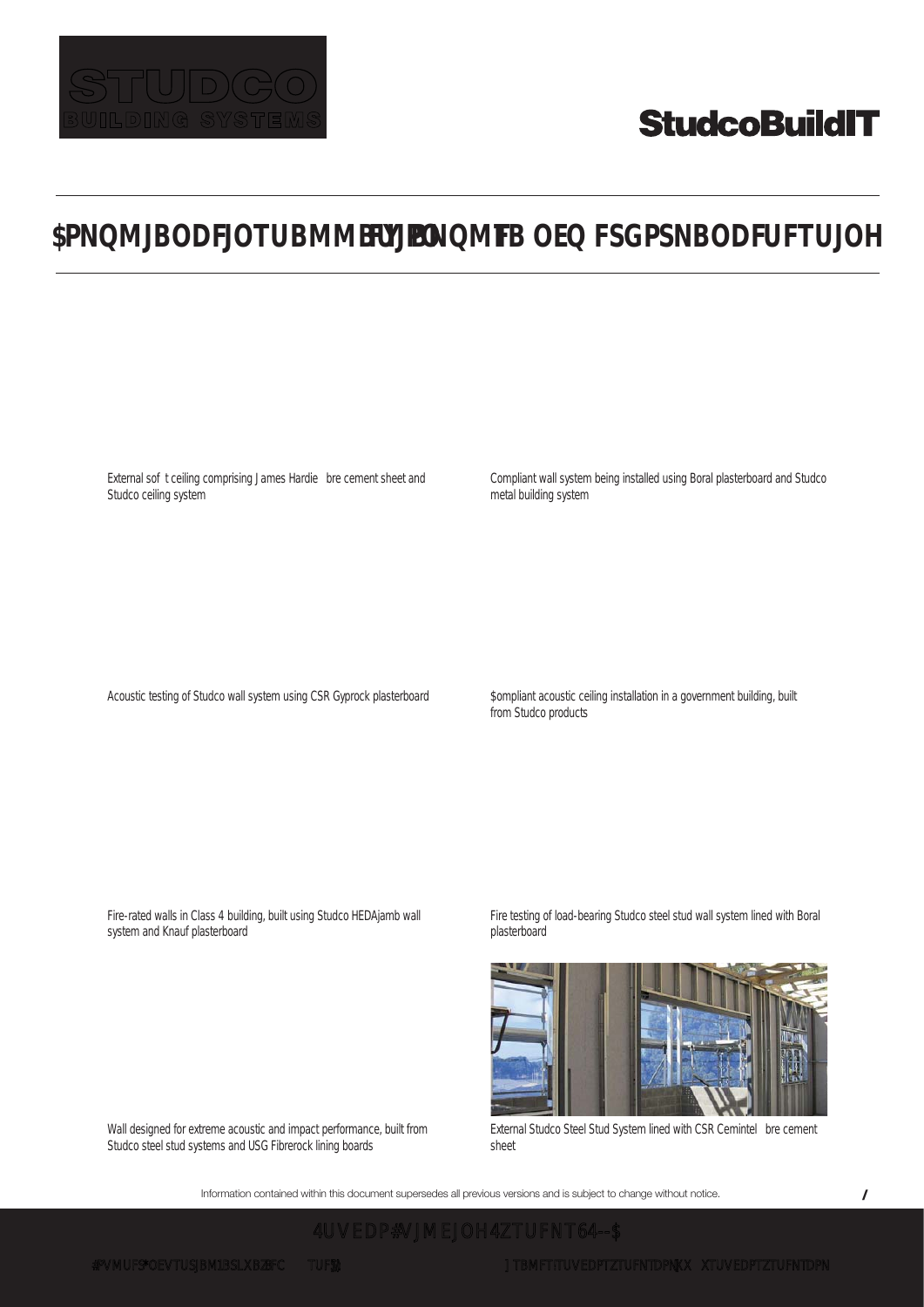# $PNQMJBODFJOTUBMMBUJPOT FYIJCJUJOH $PNQMJBODF BOE QFSGPSNBODFUFTUJOH

External sof t ceiling comprising James Hardie  bre cement sheet and Studco ceiling system

Compliant wall system being installed using Boral plasterboard and Studco metal building system

Acoustic testing of Studco wall system using CSR Gyprock plasterboard

$ompliant acoustic ceiling installation in a government building, built from Studco products

Fire-rated walls in Class 4 building, built using Studco HEDAjamb wall system and Knauf plasterboard

Fire testing of load-bearing Studco steel stud wall system lined with Boral plasterboard

Wall designed for extreme acoustic and impact performance, built from Studco steel stud systems and USG Fibrerock lining boards

External Studco Steel Stud System lined with CSR Cemintel  bre cement sheet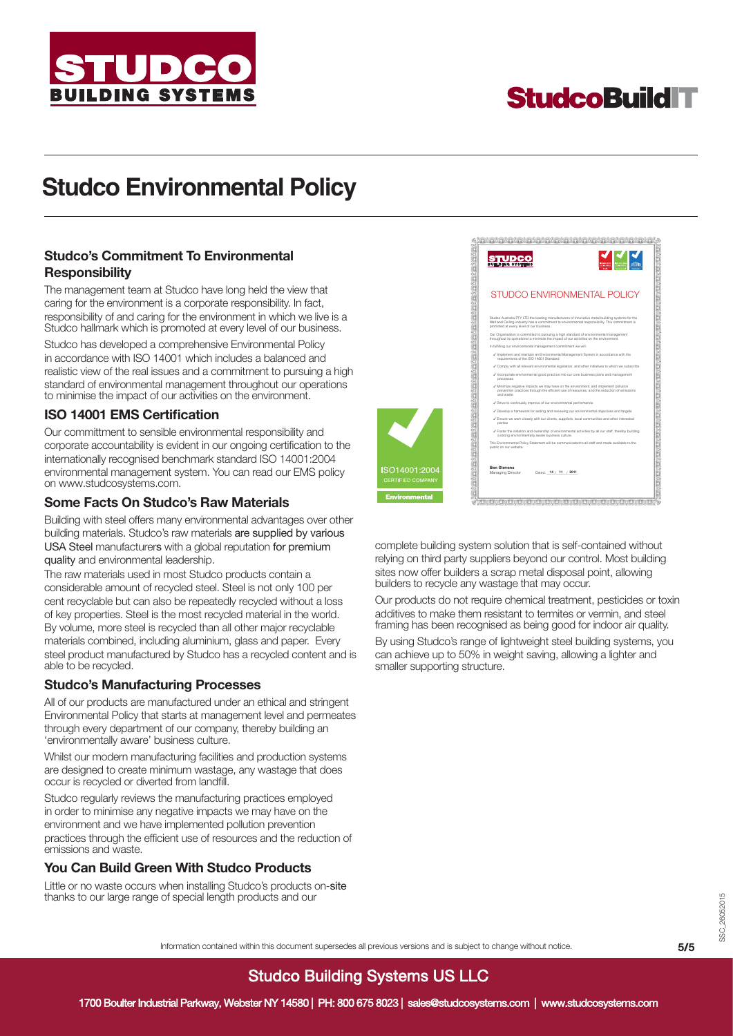# Studco Environmental Policy

### Studco's Commitment To Environmental Responsibility

The management team at Studco have long held the view that caring for the environment is a corporate responsibility. In fact, responsibility of and caring for the environment in which we live is a Studco hallmark which is promoted at every level of our business.

Studco has developed a comprehensive Environmental Policy in accordance with ISO 14001 which includes a balanced and realistic view of the real issues and a commitment to pursuing a high standard of environmental management throughout our operations to minimise the impact of our activities on the environment.

### ISO 14001 EMS Certification

Our committment to sensible environmental responsibility and corporate accountability is evident in our ongoing certification to the internationally recognised benchmark standard ISO 14001:2004 environmental management system. You can read our EMS policy on www.studcosystems.com.

### Some Facts On Studco's Raw Materials

Building with steel offers many environmental advantages over other building materials. Studco's raw materials are supplied by various USA Steel manufacturers with a global reputation for premium quality and environmental leadership.

The raw materials used in most Studco products contain a considerable amount of recycled steel. Steel is not only 100 per cent recyclable but can also be repeatedly recycled without a loss of key properties. Steel is the most recycled material in the world. By volume, more steel is recycled than all other major recyclable materials combined, including aluminium, glass and paper. Every steel product manufactured by Studco has a recycled content and is able to be recycled.

### Studco's Manufacturing Processes

All of our products are manufactured under an ethical and stringent Environmental Policy that starts at management level and permeates through every department of our company, thereby building an 'environmentally aware' business culture.

Whilst our modern manufacturing facilities and production systems are designed to create minimum wastage, any wastage that does occur is recycled or diverted from landfill.

Studco regularly reviews the manufacturing practices employed in order to minimise any negative impacts we may have on the environment and we have implemented pollution prevention practices through the efficient use of resources and the reduction of emissions and waste.

### You Can Build Green With Studco Products

Little or no waste occurs when installing Studco's products on-site thanks to our large range of special length products and our complete building system solution that is self-contained without relying on third party suppliers beyond our control. Most building sites now offer builders a scrap metal disposal point, allowing builders to recycle any wastage that may occur.

Our products do not require chemical treatment, pesticides or toxin additives to make them resistant to termites or vermin, and steel framing has been recognised as being good for indoor air quality.

By using Studco's range of lightweight steel building systems, you can achieve up to 50% in weight saving, allowing a lighter and smaller supporting structure.

Information contained within this document supersedes all previous versions and is subject to change without notice.